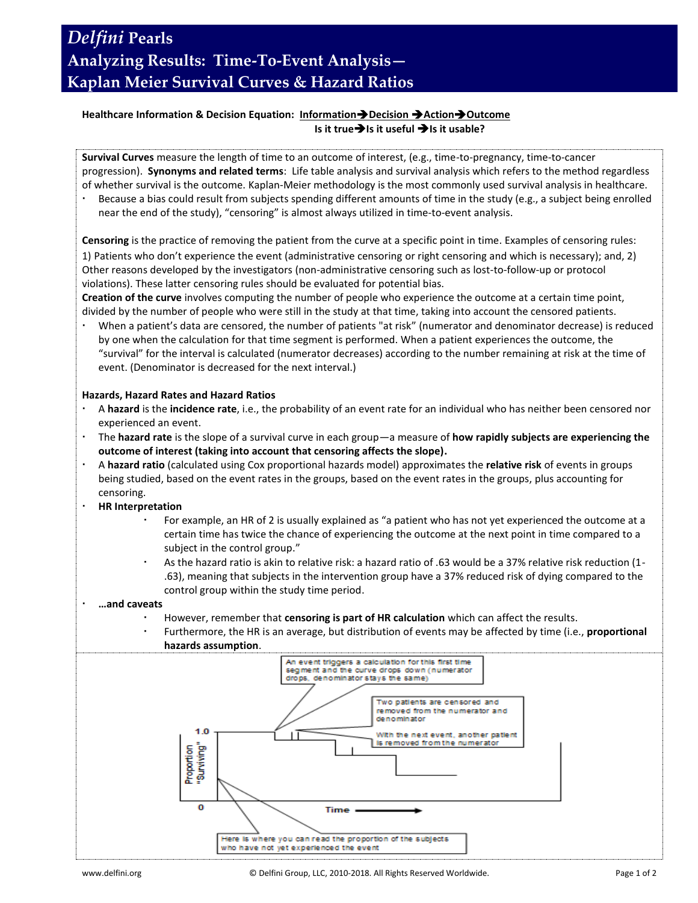# *Delfini* Pearls
# Analyzing Results: Time-To-Event Analysis— Kaplan Meier Survival Curves & Hazard Ratios

**Healthcare Information & Decision Equation: Information→Decision →Action→Outcome**
**Is it true→Is it useful →Is it usable?**

**Survival Curves** measure the length of time to an outcome of interest, (e.g., time-to-pregnancy, time-to-cancer progression). **Synonyms and related terms**: Life table analysis and survival analysis which refers to the method regardless of whether survival is the outcome. Kaplan-Meier methodology is the most commonly used survival analysis in healthcare.

- Because a bias could result from subjects spending different amounts of time in the study (e.g., a subject being enrolled near the end of the study), "censoring" is almost always utilized in time-to-event analysis.

**Censoring** is the practice of removing the patient from the curve at a specific point in time. Examples of censoring rules: 1) Patients who don't experience the event (administrative censoring or right censoring and which is necessary); and, 2) Other reasons developed by the investigators (non-administrative censoring such as lost-to-follow-up or protocol violations). These latter censoring rules should be evaluated for potential bias.

**Creation of the curve** involves computing the number of people who experience the outcome at a certain time point, divided by the number of people who were still in the study at that time, taking into account the censored patients.

- When a patient's data are censored, the number of patients "at risk" (numerator and denominator decrease) is reduced by one when the calculation for that time segment is performed. When a patient experiences the outcome, the "survival" for the interval is calculated (numerator decreases) according to the number remaining at risk at the time of event. (Denominator is decreased for the next interval.)

**Hazards, Hazard Rates and Hazard Ratios**

- A **hazard** is the **incidence rate**, i.e., the probability of an event rate for an individual who has neither been censored nor experienced an event.
- The **hazard rate** is the slope of a survival curve in each group—a measure of **how rapidly subjects are experiencing the outcome of interest (taking into account that censoring affects the slope).**
- A **hazard ratio** (calculated using Cox proportional hazards model) approximates the **relative risk** of events in groups being studied, based on the event rates in the groups, based on the event rates in the groups, plus accounting for censoring.
- **HR Interpretation**
  - For example, an HR of 2 is usually explained as "a patient who has not yet experienced the outcome at a certain time has twice the chance of experiencing the outcome at the next point in time compared to a subject in the control group."
  - As the hazard ratio is akin to relative risk: a hazard ratio of .63 would be a 37% relative risk reduction (1-.63), meaning that subjects in the intervention group have a 37% reduced risk of dying compared to the control group within the study time period.
- **…and caveats**
  - However, remember that **censoring is part of HR calculation** which can affect the results.
  - Furthermore, the HR is an average, but distribution of events may be affected by time (i.e., **proportional hazards assumption**.

An event triggers a calculation for this first time segment and the curve drops down (numerator drops, denominator stays the same)

Two patients are censored and removed from the numerator and denominator

With the next event, another patient is removed from the numerator

1.0

Proportion "Surviving"

0

Time

Here is where you can read the proportion of the subjects who have not yet experienced the event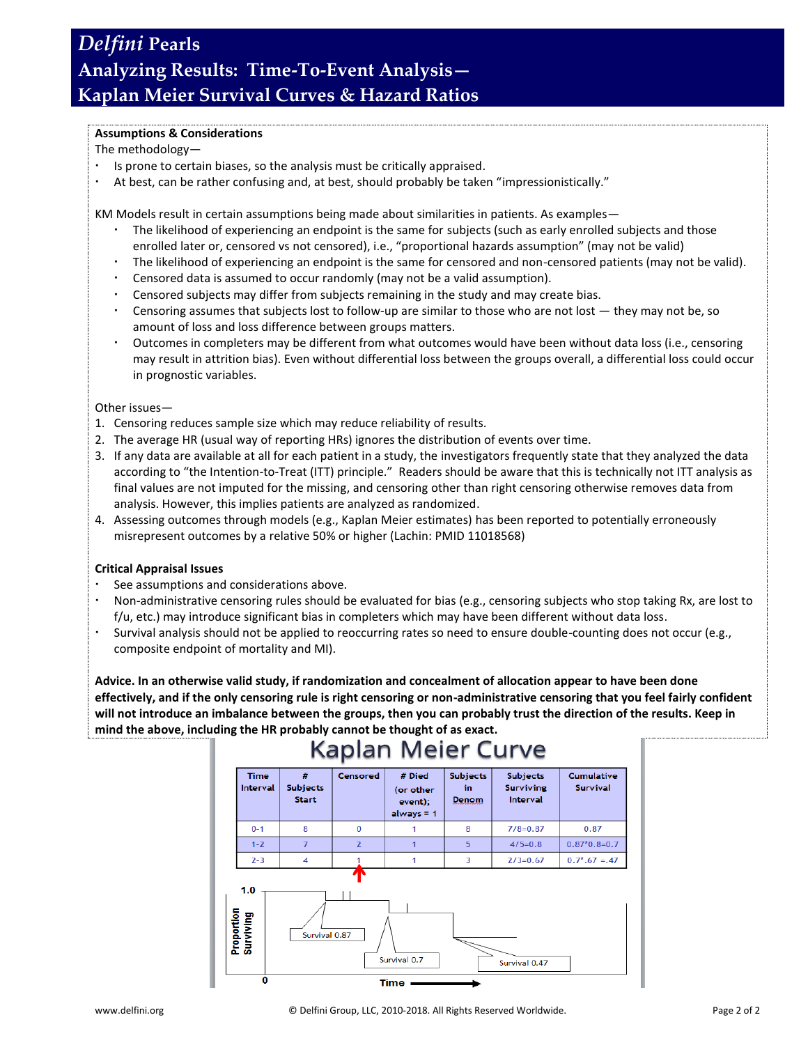# *Delfini* Pearls
# Analyzing Results: Time-To-Event Analysis—Kaplan Meier Survival Curves & Hazard Ratios

**Assumptions & Considerations**

The methodology—

- Is prone to certain biases, so the analysis must be critically appraised.
- At best, can be rather confusing and, at best, should probably be taken "impressionistically."

KM Models result in certain assumptions being made about similarities in patients. As examples—

- The likelihood of experiencing an endpoint is the same for subjects (such as early enrolled subjects and those enrolled later or, censored vs not censored), i.e., "proportional hazards assumption" (may not be valid)
- The likelihood of experiencing an endpoint is the same for censored and non-censored patients (may not be valid).
- Censored data is assumed to occur randomly (may not be a valid assumption).
- Censored subjects may differ from subjects remaining in the study and may create bias.
- Censoring assumes that subjects lost to follow-up are similar to those who are not lost — they may not be, so amount of loss and loss difference between groups matters.
- Outcomes in completers may be different from what outcomes would have been without data loss (i.e., censoring may result in attrition bias). Even without differential loss between the groups overall, a differential loss could occur in prognostic variables.

Other issues—

1. Censoring reduces sample size which may reduce reliability of results.
2. The average HR (usual way of reporting HRs) ignores the distribution of events over time.
3. If any data are available at all for each patient in a study, the investigators frequently state that they analyzed the data according to "the Intention-to-Treat (ITT) principle." Readers should be aware that this is technically not ITT analysis as final values are not imputed for the missing, and censoring other than right censoring otherwise removes data from analysis. However, this implies patients are analyzed as randomized.
4. Assessing outcomes through models (e.g., Kaplan Meier estimates) has been reported to potentially erroneously misrepresent outcomes by a relative 50% or higher (Lachin: PMID 11018568)

**Critical Appraisal Issues**

- See assumptions and considerations above.
- Non-administrative censoring rules should be evaluated for bias (e.g., censoring subjects who stop taking Rx, are lost to f/u, etc.) may introduce significant bias in completers which may have been different without data loss.
- Survival analysis should not be applied to reoccurring rates so need to ensure double-counting does not occur (e.g., composite endpoint of mortality and MI).

**Advice. In an otherwise valid study, if randomization and concealment of allocation appear to have been done effectively, and if the only censoring rule is right censoring or non-administrative censoring that you feel fairly confident will not introduce an imbalance between the groups, then you can probably trust the direction of the results. Keep in mind the above, including the HR probably cannot be thought of as exact.**

## Kaplan Meier Curve

| Time Interval | # Subjects Start | Censored | # Died (or other event); always = 1 | Subjects in Denom | Subjects Surviving Interval | Cumulative Survival |
|---|---|---|---|---|---|---|
| 0-1 | 8 | 0 | 1 | 8 | 7/8=0.87 | 0.87 |
| 1-2 | 7 | 2 | 1 | 5 | 4/5=0.8 | 0.87*0.8=0.7 |
| 2-3 | 4 | 1 | 1 | 3 | 2/3=0.67 | 0.7*.67 =.47 |

1.0

Proportion Surviving

Survival 0.87

Survival 0.7

Survival 0.47

0

Time